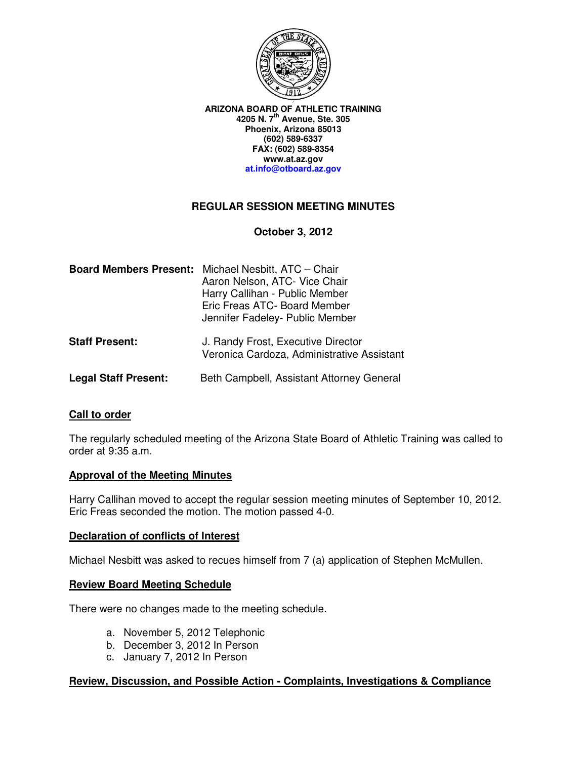**ARIZONA BOARD OF ATHLETIC TRAINING**
**4205 N. 7th Avenue, Ste. 305**
**Phoenix, Arizona 85013**
**(602) 589-6337**
**FAX: (602) 589-8354**
**www.at.az.gov**
**at.info@otboard.az.gov**

# REGULAR SESSION MEETING MINUTES

**October 3, 2012**

**Board Members Present:** Michael Nesbitt, ATC – Chair
Aaron Nelson, ATC- Vice Chair
Harry Callihan - Public Member
Eric Freas ATC- Board Member
Jennifer Fadeley- Public Member

**Staff Present:** J. Randy Frost, Executive Director
Veronica Cardoza, Administrative Assistant

**Legal Staff Present:** Beth Campbell, Assistant Attorney General

## Call to order

The regularly scheduled meeting of the Arizona State Board of Athletic Training was called to order at 9:35 a.m.

## Approval of the Meeting Minutes

Harry Callihan moved to accept the regular session meeting minutes of September 10, 2012. Eric Freas seconded the motion. The motion passed 4-0.

## Declaration of conflicts of Interest

Michael Nesbitt was asked to recues himself from 7 (a) application of Stephen McMullen.

## Review Board Meeting Schedule

There were no changes made to the meeting schedule.

a. November 5, 2012 Telephonic
b. December 3, 2012 In Person
c. January 7, 2012 In Person

## Review, Discussion, and Possible Action - Complaints, Investigations & Compliance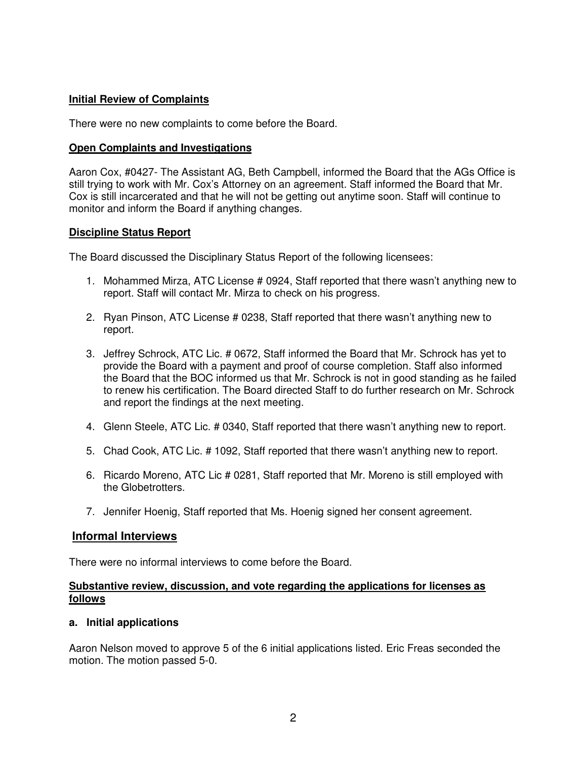**Initial Review of Complaints**

There were no new complaints to come before the Board.

**Open Complaints and Investigations**

Aaron Cox, #0427- The Assistant AG, Beth Campbell, informed the Board that the AGs Office is still trying to work with Mr. Cox's Attorney on an agreement. Staff informed the Board that Mr. Cox is still incarcerated and that he will not be getting out anytime soon. Staff will continue to monitor and inform the Board if anything changes.

**Discipline Status Report**

The Board discussed the Disciplinary Status Report of the following licensees:

1. Mohammed Mirza, ATC License # 0924, Staff reported that there wasn't anything new to report. Staff will contact Mr. Mirza to check on his progress.
2. Ryan Pinson, ATC License # 0238, Staff reported that there wasn't anything new to report.
3. Jeffrey Schrock, ATC Lic. # 0672, Staff informed the Board that Mr. Schrock has yet to provide the Board with a payment and proof of course completion. Staff also informed the Board that the BOC informed us that Mr. Schrock is not in good standing as he failed to renew his certification. The Board directed Staff to do further research on Mr. Schrock and report the findings at the next meeting.
4. Glenn Steele, ATC Lic. # 0340, Staff reported that there wasn't anything new to report.
5. Chad Cook, ATC Lic. # 1092, Staff reported that there wasn't anything new to report.
6. Ricardo Moreno, ATC Lic # 0281, Staff reported that Mr. Moreno is still employed with the Globetrotters.
7. Jennifer Hoenig, Staff reported that Ms. Hoenig signed her consent agreement.

## Informal Interviews

There were no informal interviews to come before the Board.

**Substantive review, discussion, and vote regarding the applications for licenses as follows**

**a. Initial applications**

Aaron Nelson moved to approve 5 of the 6 initial applications listed. Eric Freas seconded the motion. The motion passed 5-0.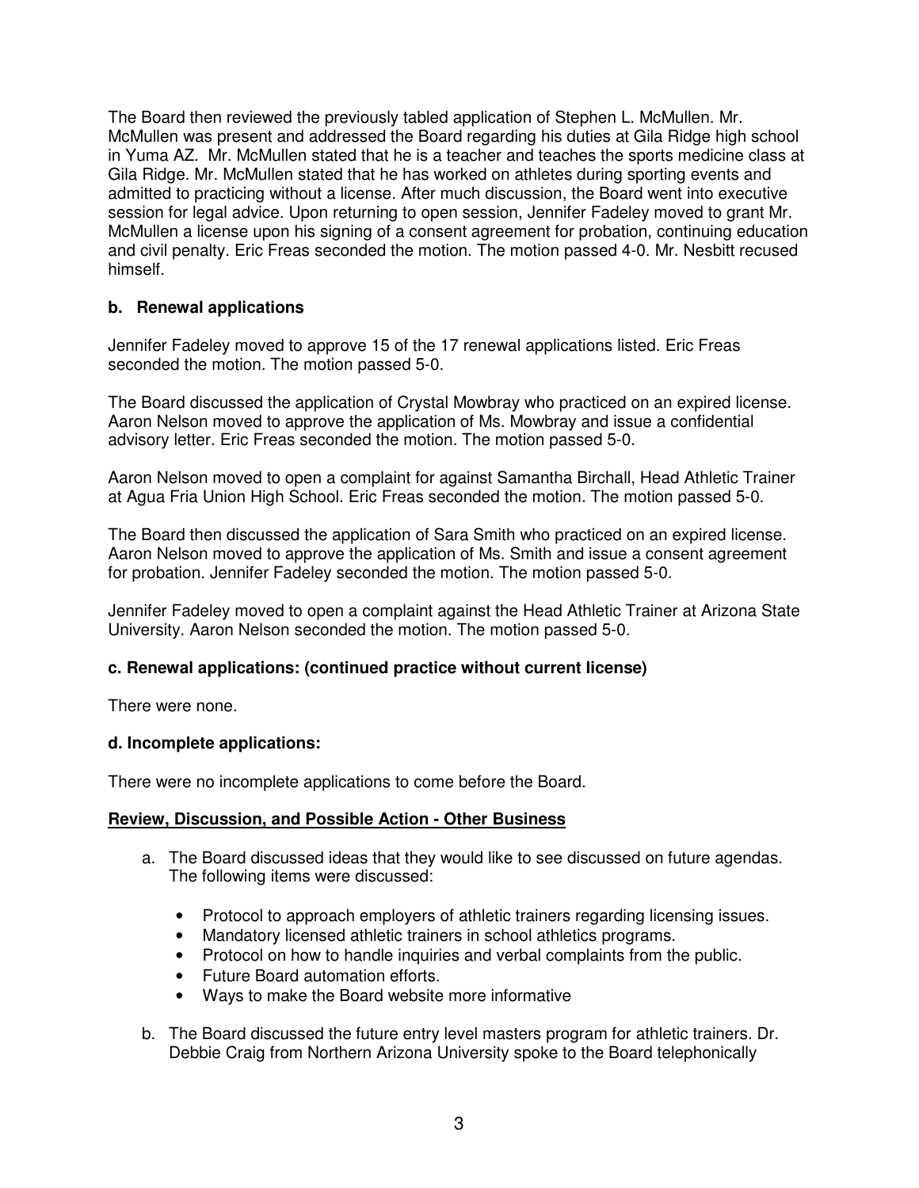The Board then reviewed the previously tabled application of Stephen L. McMullen. Mr. McMullen was present and addressed the Board regarding his duties at Gila Ridge high school in Yuma AZ. Mr. McMullen stated that he is a teacher and teaches the sports medicine class at Gila Ridge. Mr. McMullen stated that he has worked on athletes during sporting events and admitted to practicing without a license. After much discussion, the Board went into executive session for legal advice. Upon returning to open session, Jennifer Fadeley moved to grant Mr. McMullen a license upon his signing of a consent agreement for probation, continuing education and civil penalty. Eric Freas seconded the motion. The motion passed 4-0. Mr. Nesbitt recused himself.

**b. Renewal applications**

Jennifer Fadeley moved to approve 15 of the 17 renewal applications listed. Eric Freas seconded the motion. The motion passed 5-0.

The Board discussed the application of Crystal Mowbray who practiced on an expired license. Aaron Nelson moved to approve the application of Ms. Mowbray and issue a confidential advisory letter. Eric Freas seconded the motion. The motion passed 5-0.

Aaron Nelson moved to open a complaint for against Samantha Birchall, Head Athletic Trainer at Agua Fria Union High School. Eric Freas seconded the motion. The motion passed 5-0.

The Board then discussed the application of Sara Smith who practiced on an expired license. Aaron Nelson moved to approve the application of Ms. Smith and issue a consent agreement for probation. Jennifer Fadeley seconded the motion. The motion passed 5-0.

Jennifer Fadeley moved to open a complaint against the Head Athletic Trainer at Arizona State University. Aaron Nelson seconded the motion. The motion passed 5-0.

**c. Renewal applications: (continued practice without current license)**

There were none.

**d. Incomplete applications:**

There were no incomplete applications to come before the Board.

**Review, Discussion, and Possible Action - Other Business**

a. The Board discussed ideas that they would like to see discussed on future agendas. The following items were discussed:

- Protocol to approach employers of athletic trainers regarding licensing issues.
- Mandatory licensed athletic trainers in school athletics programs.
- Protocol on how to handle inquiries and verbal complaints from the public.
- Future Board automation efforts.
- Ways to make the Board website more informative

b. The Board discussed the future entry level masters program for athletic trainers. Dr. Debbie Craig from Northern Arizona University spoke to the Board telephonically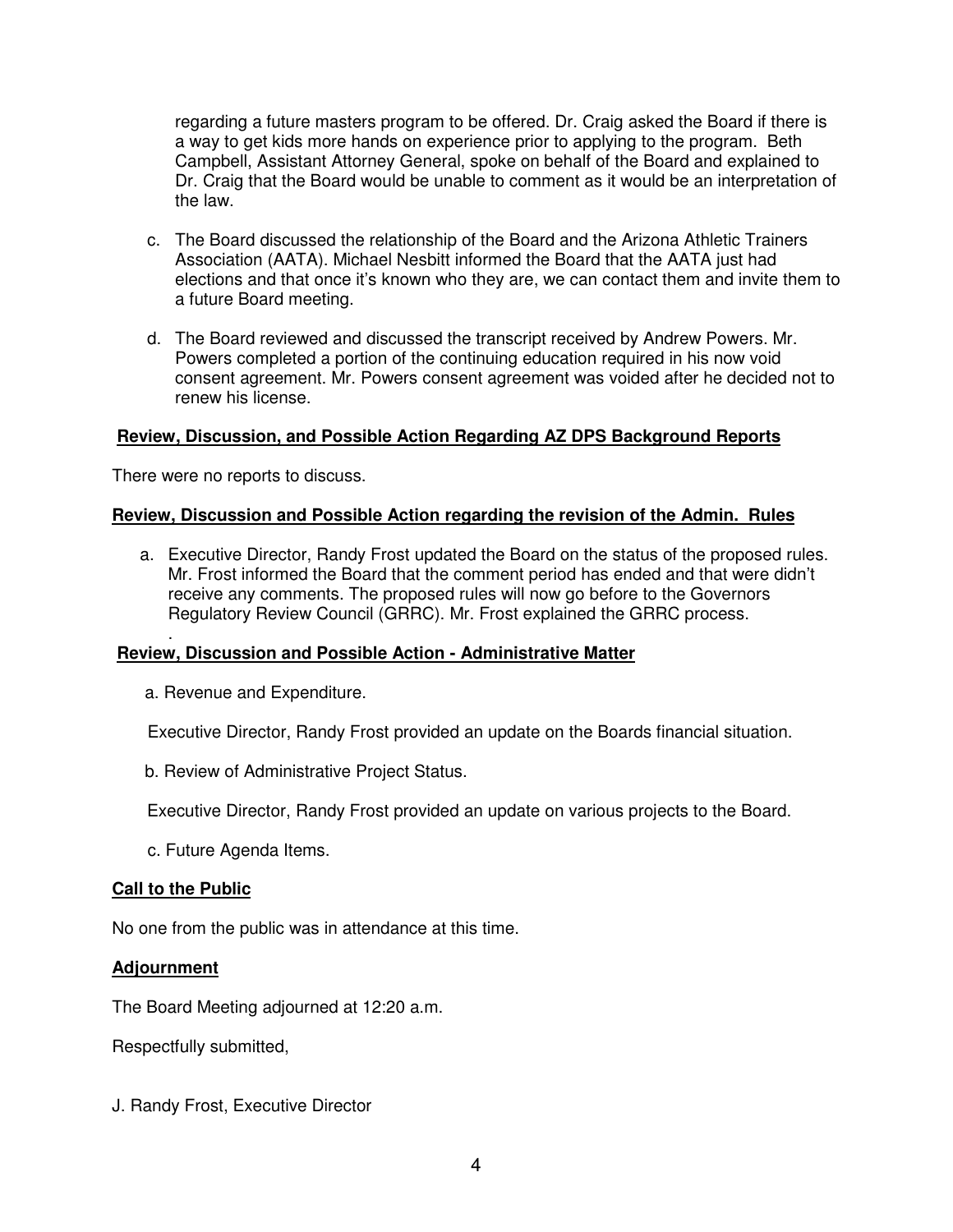regarding a future masters program to be offered. Dr. Craig asked the Board if there is a way to get kids more hands on experience prior to applying to the program. Beth Campbell, Assistant Attorney General, spoke on behalf of the Board and explained to Dr. Craig that the Board would be unable to comment as it would be an interpretation of the law.

c. The Board discussed the relationship of the Board and the Arizona Athletic Trainers Association (AATA). Michael Nesbitt informed the Board that the AATA just had elections and that once it's known who they are, we can contact them and invite them to a future Board meeting.

d. The Board reviewed and discussed the transcript received by Andrew Powers. Mr. Powers completed a portion of the continuing education required in his now void consent agreement. Mr. Powers consent agreement was voided after he decided not to renew his license.

**Review, Discussion, and Possible Action Regarding AZ DPS Background Reports**

There were no reports to discuss.

**Review, Discussion and Possible Action regarding the revision of the Admin. Rules**

a. Executive Director, Randy Frost updated the Board on the status of the proposed rules. Mr. Frost informed the Board that the comment period has ended and that were didn't receive any comments. The proposed rules will now go before to the Governors Regulatory Review Council (GRRC). Mr. Frost explained the GRRC process.

.

**Review, Discussion and Possible Action - Administrative Matter**

a. Revenue and Expenditure.

Executive Director, Randy Frost provided an update on the Boards financial situation.

b. Review of Administrative Project Status.

Executive Director, Randy Frost provided an update on various projects to the Board.

c. Future Agenda Items.

**Call to the Public**

No one from the public was in attendance at this time.

**Adjournment**

The Board Meeting adjourned at 12:20 a.m.

Respectfully submitted,

J. Randy Frost, Executive Director